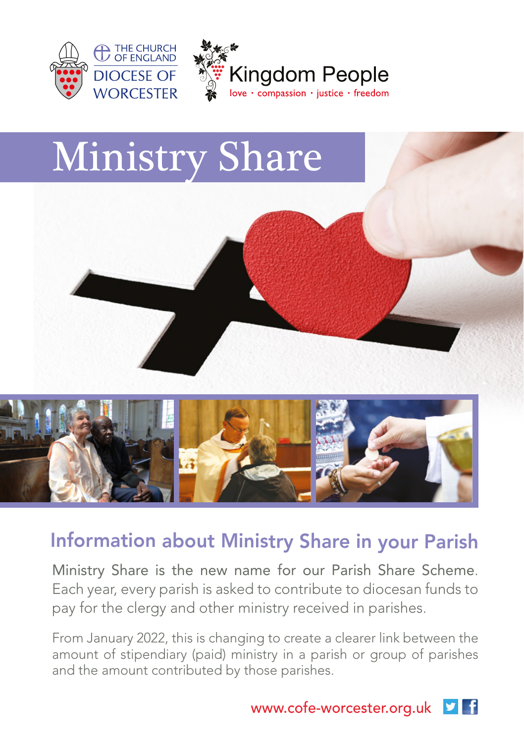THE CHURCH OF ENGLAND
DIOCESE OF WORCESTER

Kingdom People
love · compassion · justice · freedom

# Ministry Share

## Information about Ministry Share in your Parish

Ministry Share is the new name for our Parish Share Scheme. Each year, every parish is asked to contribute to diocesan funds to pay for the clergy and other ministry received in parishes.

From January 2022, this is changing to create a clearer link between the amount of stipendiary (paid) ministry in a parish or group of parishes and the amount contributed by those parishes.

www.cofe-worcester.org.uk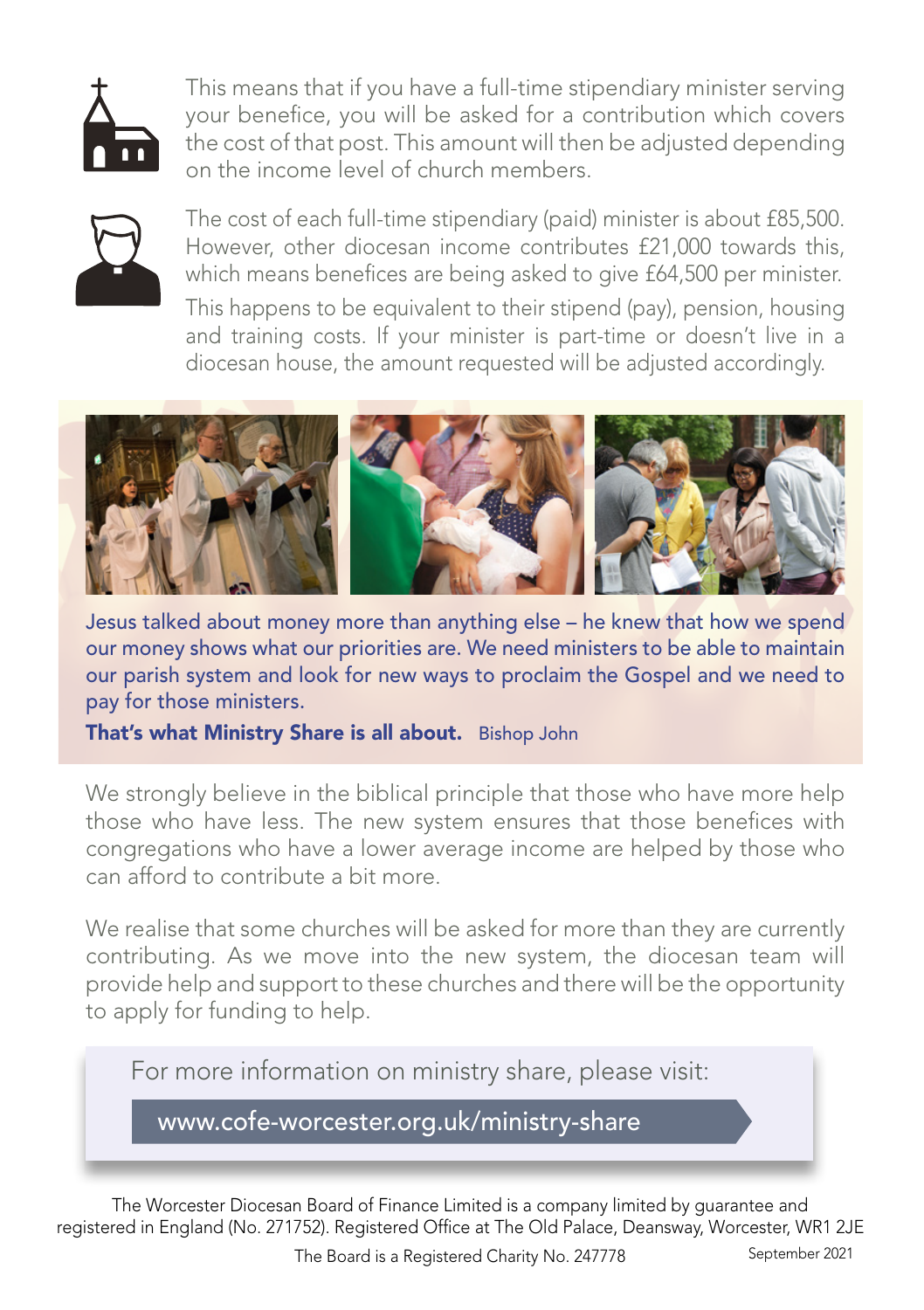This means that if you have a full-time stipendiary minister serving your benefice, you will be asked for a contribution which covers the cost of that post. This amount will then be adjusted depending on the income level of church members.

The cost of each full-time stipendiary (paid) minister is about £85,500. However, other diocesan income contributes £21,000 towards this, which means benefices are being asked to give £64,500 per minister.

This happens to be equivalent to their stipend (pay), pension, housing and training costs. If your minister is part-time or doesn't live in a diocesan house, the amount requested will be adjusted accordingly.

Jesus talked about money more than anything else – he knew that how we spend our money shows what our priorities are. We need ministers to be able to maintain our parish system and look for new ways to proclaim the Gospel and we need to pay for those ministers.

**That's what Ministry Share is all about.** Bishop John

We strongly believe in the biblical principle that those who have more help those who have less. The new system ensures that those benefices with congregations who have a lower average income are helped by those who can afford to contribute a bit more.

We realise that some churches will be asked for more than they are currently contributing. As we move into the new system, the diocesan team will provide help and support to these churches and there will be the opportunity to apply for funding to help.

For more information on ministry share, please visit:

www.cofe-worcester.org.uk/ministry-share

The Worcester Diocesan Board of Finance Limited is a company limited by guarantee and registered in England (No. 271752). Registered Office at The Old Palace, Deansway, Worcester, WR1 2JE

The Board is a Registered Charity No. 247778

September 2021